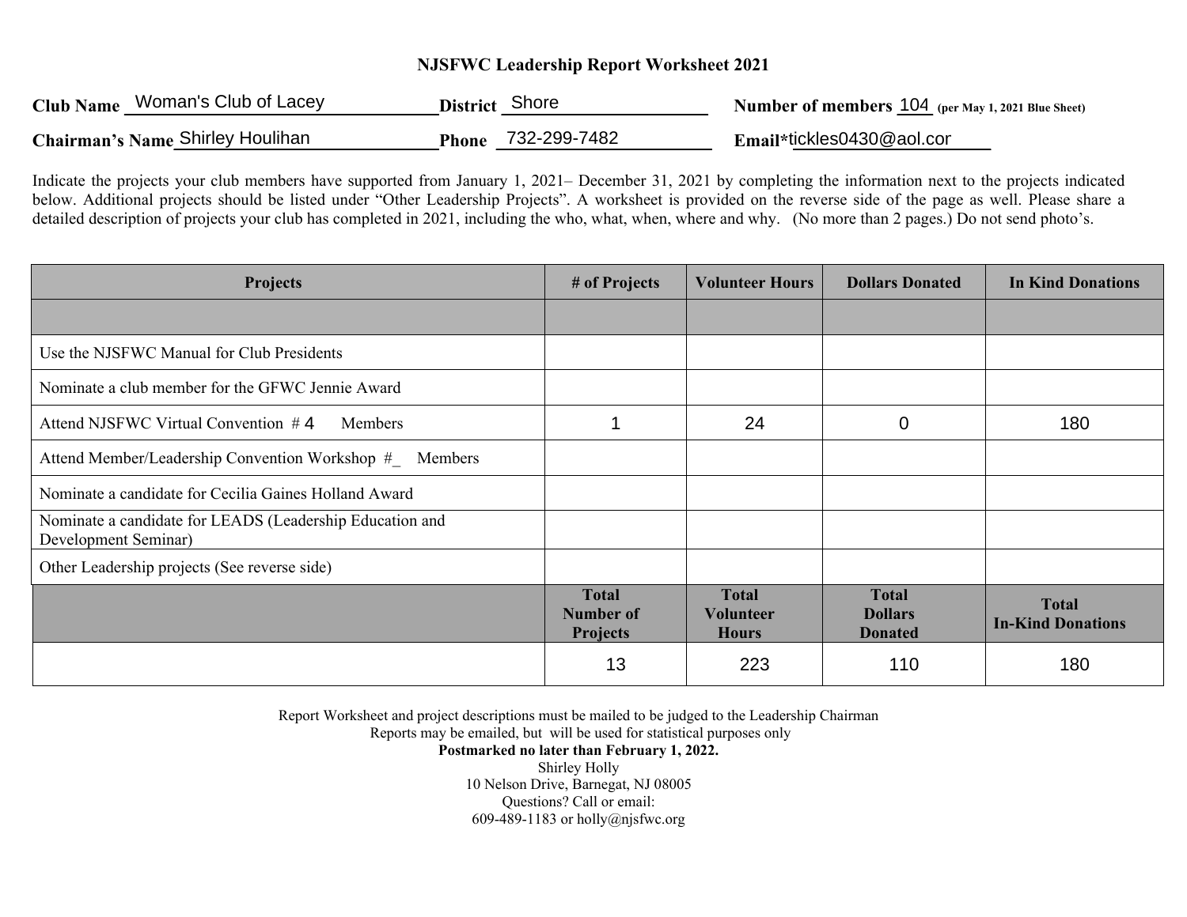# NJSFWC Leadership Report Worksheet 2021

**Club Name** Woman's Club of Lacey **District** Shore **Number of members** 104 **(per May 1, 2021 Blue Sheet)**

**Chairman's Name** Shirley Houlihan **Phone** 732-299-7482 **Email*** tickles0430@aol.cor

Indicate the projects your club members have supported from January 1, 2021– December 31, 2021 by completing the information next to the projects indicated below. Additional projects should be listed under "Other Leadership Projects". A worksheet is provided on the reverse side of the page as well. Please share a detailed description of projects your club has completed in 2021, including the who, what, when, where and why. (No more than 2 pages.) Do not send photo's.

| Projects | # of Projects | Volunteer Hours | Dollars Donated | In Kind Donations |
|---|---|---|---|---|
| | | | | |
| Use the NJSFWC Manual for Club Presidents | | | | |
| Nominate a club member for the GFWC Jennie Award | | | | |
| Attend NJSFWC Virtual Convention # 4 Members | 1 | 24 | 0 | 180 |
| Attend Member/Leadership Convention Workshop #_ Members | | | | |
| Nominate a candidate for Cecilia Gaines Holland Award | | | | |
| Nominate a candidate for LEADS (Leadership Education and Development Seminar) | | | | |
| Other Leadership projects (See reverse side) | | | | |
| | **Total Number of Projects** | **Total Volunteer Hours** | **Total Dollars Donated** | **Total In-Kind Donations** |
| | 13 | 223 | 110 | 180 |

Report Worksheet and project descriptions must be mailed to be judged to the Leadership Chairman
Reports may be emailed, but will be used for statistical purposes only
**Postmarked no later than February 1, 2022.**
Shirley Holly
10 Nelson Drive, Barnegat, NJ 08005
Questions? Call or email:
609-489-1183 or holly@njsfwc.org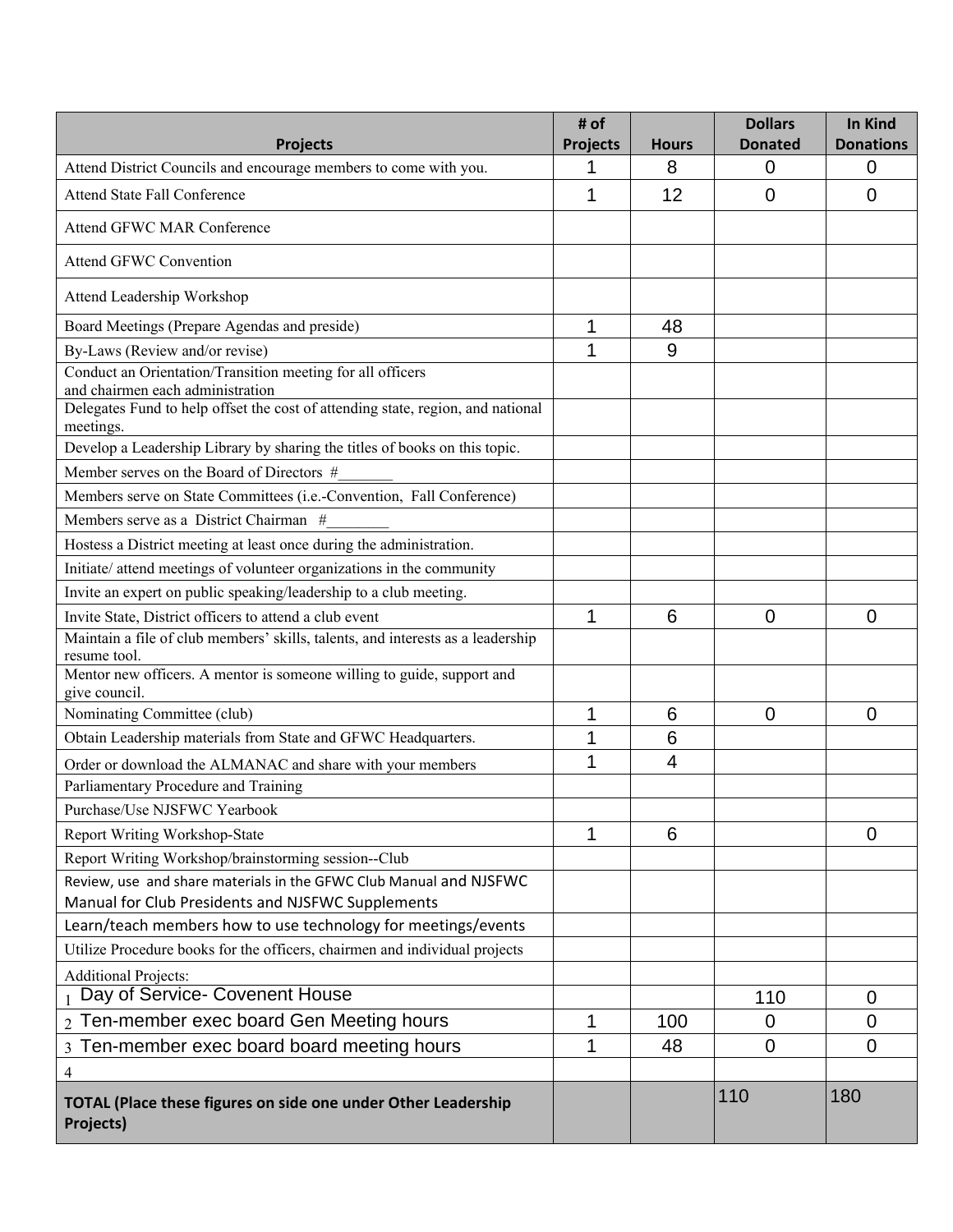| Projects | # of Projects | Hours | Dollars Donated | In Kind Donations |
|---|---|---|---|---|
| Attend District Councils and encourage members to come with you. | 1 | 8 | 0 | 0 |
| Attend State Fall Conference | 1 | 12 | 0 | 0 |
| Attend GFWC MAR Conference | | | | |
| Attend GFWC Convention | | | | |
| Attend Leadership Workshop | | | | |
| Board Meetings (Prepare Agendas and preside) | 1 | 48 | | |
| By-Laws (Review and/or revise) | 1 | 9 | | |
| Conduct an Orientation/Transition meeting for all officers and chairmen each administration | | | | |
| Delegates Fund to help offset the cost of attending state, region, and national meetings. | | | | |
| Develop a Leadership Library by sharing the titles of books on this topic. | | | | |
| Member serves on the Board of Directors #_______ | | | | |
| Members serve on State Committees (i.e.-Convention, Fall Conference) | | | | |
| Members serve as a District Chairman #________ | | | | |
| Hostess a District meeting at least once during the administration. | | | | |
| Initiate/ attend meetings of volunteer organizations in the community | | | | |
| Invite an expert on public speaking/leadership to a club meeting. | | | | |
| Invite State, District officers to attend a club event | 1 | 6 | 0 | 0 |
| Maintain a file of club members' skills, talents, and interests as a leadership resume tool. | | | | |
| Mentor new officers. A mentor is someone willing to guide, support and give council. | | | | |
| Nominating Committee (club) | 1 | 6 | 0 | 0 |
| Obtain Leadership materials from State and GFWC Headquarters. | 1 | 6 | | |
| Order or download the ALMANAC and share with your members | 1 | 4 | | |
| Parliamentary Procedure and Training | | | | |
| Purchase/Use NJSFWC Yearbook | | | | |
| Report Writing Workshop-State | 1 | 6 | | 0 |
| Report Writing Workshop/brainstorming session--Club | | | | |
| Review, use and share materials in the GFWC Club Manual and NJSFWC Manual for Club Presidents and NJSFWC Supplements | | | | |
| Learn/teach members how to use technology for meetings/events | | | | |
| Utilize Procedure books for the officers, chairmen and individual projects | | | | |
| Additional Projects: | | | | |
| 1 Day of Service- Covenent House | | | 110 | 0 |
| 2 Ten-member exec board Gen Meeting hours | 1 | 100 | 0 | 0 |
| 3 Ten-member exec board board meeting hours | 1 | 48 | 0 | 0 |
| 4 | | | | |
| **TOTAL (Place these figures on side one under Other Leadership Projects)** | | | 110 | 180 |